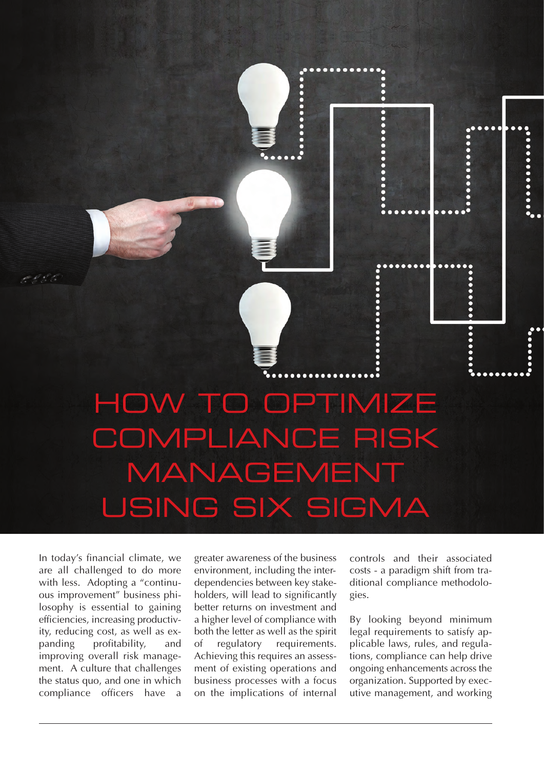# HOW TO OPTIMIZE COMPLIANCE RISK MANAGEMENT USING SIX SIGMA

In today's financial climate, we are all challenged to do more with less. Adopting a "continuous improvement" business philosophy is essential to gaining efficiencies, increasing productivity, reducing cost, as well as expanding profitability, and improving overall risk management. A culture that challenges the status quo, and one in which compliance officers have a greater awareness of the business environment, including the interdependencies between key stakeholders, will lead to significantly better returns on investment and a higher level of compliance with both the letter as well as the spirit of regulatory requirements. Achieving this requires an assessment of existing operations and business processes with a focus on the implications of internal controls and their associated costs - a paradigm shift from traditional compliance methodologies.

By looking beyond minimum legal requirements to satisfy applicable laws, rules, and regulations, compliance can help drive ongoing enhancements across the organization. Supported by executive management, and working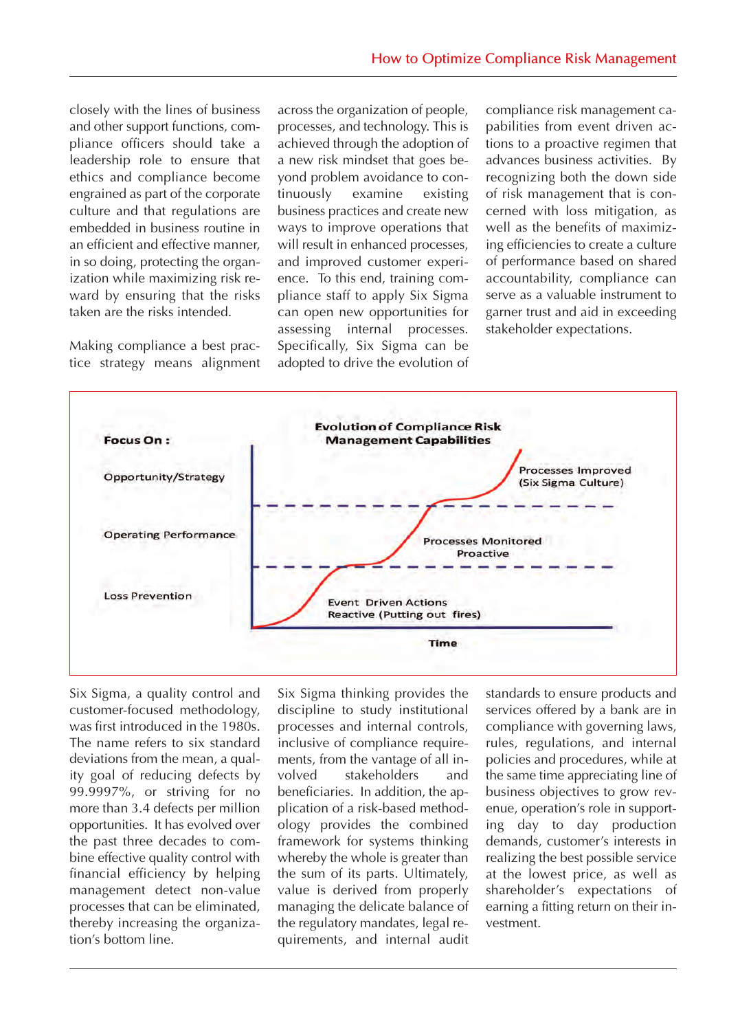closely with the lines of business and other support functions, compliance officers should take a leadership role to ensure that ethics and compliance become engrained as part of the corporate culture and that regulations are embedded in business routine in an efficient and effective manner, in so doing, protecting the organization while maximizing risk reward by ensuring that the risks taken are the risks intended.

Making compliance a best practice strategy means alignment across the organization of people, processes, and technology. This is achieved through the adoption of a new risk mindset that goes beyond problem avoidance to continuously examine existing business practices and create new ways to improve operations that will result in enhanced processes, and improved customer experience. To this end, training compliance staff to apply Six Sigma can open new opportunities for assessing internal processes. Specifically, Six Sigma can be adopted to drive the evolution of compliance risk management capabilities from event driven actions to a proactive regimen that advances business activities. By recognizing both the down side of risk management that is concerned with loss mitigation, as well as the benefits of maximizing efficiencies to create a culture of performance based on shared accountability, compliance can serve as a valuable instrument to garner trust and aid in exceeding stakeholder expectations.

**Evolution of Compliance Risk Management Capabilities**

**Focus On :**

- Opportunity/Strategy — Processes Improved (Six Sigma Culture)
- Operating Performance — Processes Monitored Proactive
- Loss Prevention — Event Driven Actions Reactive (Putting out fires)

**Time**

Six Sigma, a quality control and customer-focused methodology, was first introduced in the 1980s. The name refers to six standard deviations from the mean, a quality goal of reducing defects by 99.9997%, or striving for no more than 3.4 defects per million opportunities. It has evolved over the past three decades to combine effective quality control with financial efficiency by helping management detect non-value processes that can be eliminated, thereby increasing the organization's bottom line.

Six Sigma thinking provides the discipline to study institutional processes and internal controls, inclusive of compliance requirements, from the vantage of all involved stakeholders and beneficiaries. In addition, the application of a risk-based methodology provides the combined framework for systems thinking whereby the whole is greater than the sum of its parts. Ultimately, value is derived from properly managing the delicate balance of the regulatory mandates, legal requirements, and internal audit standards to ensure products and services offered by a bank are in compliance with governing laws, rules, regulations, and internal policies and procedures, while at the same time appreciating line of business objectives to grow revenue, operation's role in supporting day to day production demands, customer's interests in realizing the best possible service at the lowest price, as well as shareholder's expectations of earning a fitting return on their investment.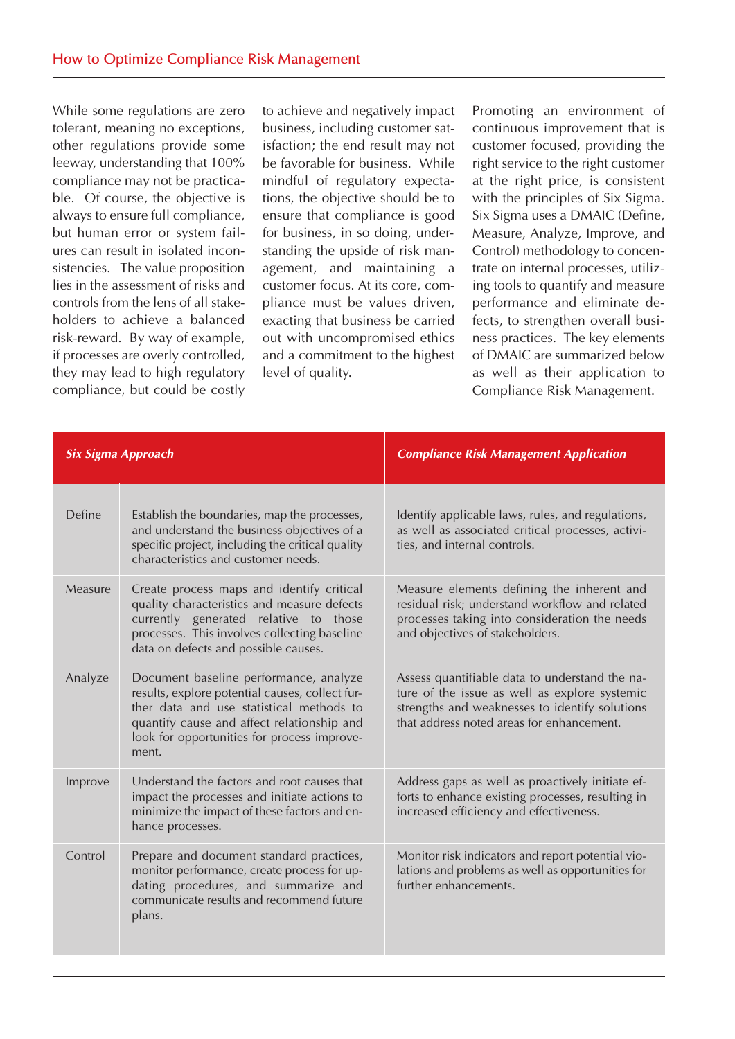While some regulations are zero tolerant, meaning no exceptions, other regulations provide some leeway, understanding that 100% compliance may not be practicable. Of course, the objective is always to ensure full compliance, but human error or system failures can result in isolated inconsistencies. The value proposition lies in the assessment of risks and controls from the lens of all stakeholders to achieve a balanced risk-reward. By way of example, if processes are overly controlled, they may lead to high regulatory compliance, but could be costly to achieve and negatively impact business, including customer satisfaction; the end result may not be favorable for business. While mindful of regulatory expectations, the objective should be to ensure that compliance is good for business, in so doing, understanding the upside of risk management, and maintaining a customer focus. At its core, compliance must be values driven, exacting that business be carried out with uncompromised ethics and a commitment to the highest level of quality.

Promoting an environment of continuous improvement that is customer focused, providing the right service to the right customer at the right price, is consistent with the principles of Six Sigma. Six Sigma uses a DMAIC (Define, Measure, Analyze, Improve, and Control) methodology to concentrate on internal processes, utilizing tools to quantify and measure performance and eliminate defects, to strengthen overall business practices. The key elements of DMAIC are summarized below as well as their application to Compliance Risk Management.

| ***Six Sigma Approach*** | | ***Compliance Risk Management Application*** |
|---|---|---|
| Define | Establish the boundaries, map the processes, and understand the business objectives of a specific project, including the critical quality characteristics and customer needs. | Identify applicable laws, rules, and regulations, as well as associated critical processes, activities, and internal controls. |
| Measure | Create process maps and identify critical quality characteristics and measure defects currently generated relative to those processes. This involves collecting baseline data on defects and possible causes. | Measure elements defining the inherent and residual risk; understand workflow and related processes taking into consideration the needs and objectives of stakeholders. |
| Analyze | Document baseline performance, analyze results, explore potential causes, collect further data and use statistical methods to quantify cause and affect relationship and look for opportunities for process improvement. | Assess quantifiable data to understand the nature of the issue as well as explore systemic strengths and weaknesses to identify solutions that address noted areas for enhancement. |
| Improve | Understand the factors and root causes that impact the processes and initiate actions to minimize the impact of these factors and enhance processes. | Address gaps as well as proactively initiate efforts to enhance existing processes, resulting in increased efficiency and effectiveness. |
| Control | Prepare and document standard practices, monitor performance, create process for updating procedures, and summarize and communicate results and recommend future plans. | Monitor risk indicators and report potential violations and problems as well as opportunities for further enhancements. |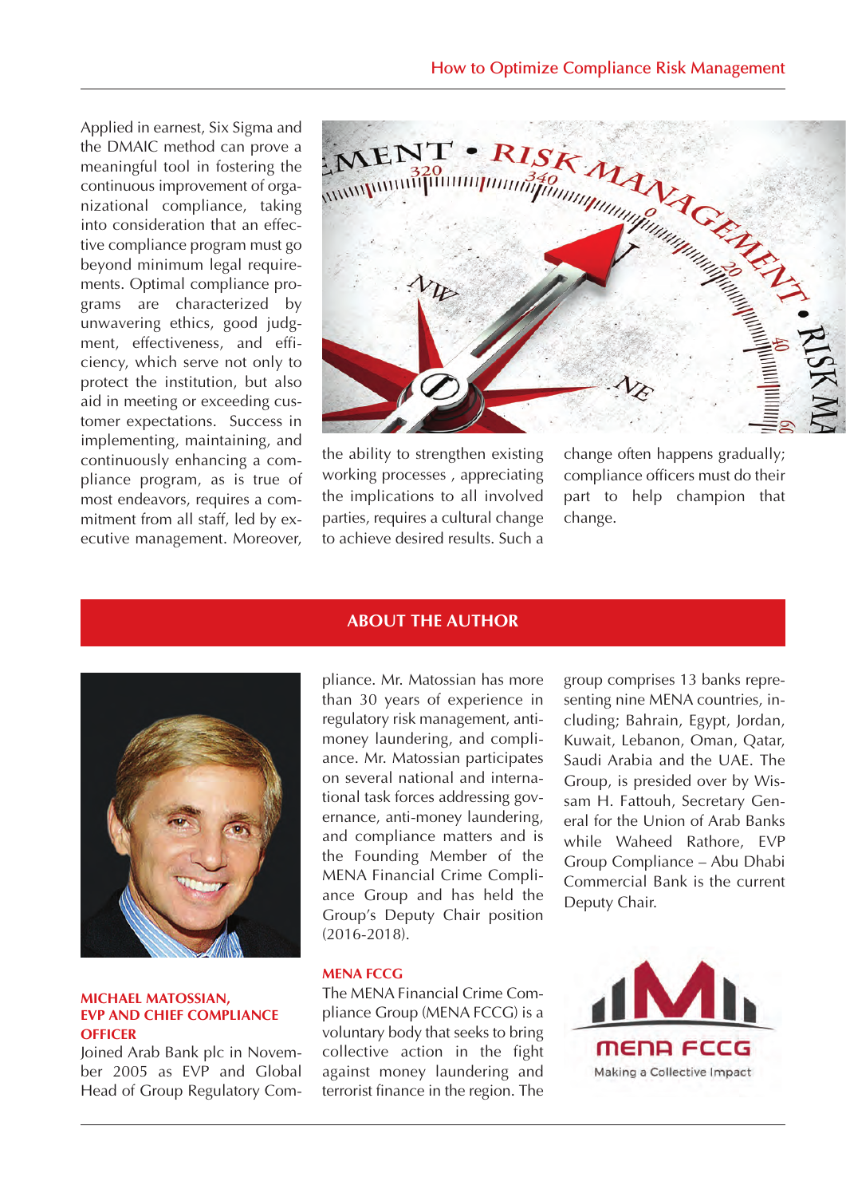Applied in earnest, Six Sigma and the DMAIC method can prove a meaningful tool in fostering the continuous improvement of organizational compliance, taking into consideration that an effective compliance program must go beyond minimum legal requirements. Optimal compliance programs are characterized by unwavering ethics, good judgment, effectiveness, and efficiency, which serve not only to protect the institution, but also aid in meeting or exceeding customer expectations. Success in implementing, maintaining, and continuously enhancing a compliance program, as is true of most endeavors, requires a commitment from all staff, led by executive management. Moreover, the ability to strengthen existing working processes , appreciating the implications to all involved parties, requires a cultural change to achieve desired results. Such a change often happens gradually; compliance officers must do their part to help champion that change.

## ABOUT THE AUTHOR

**MICHAEL MATOSSIAN, EVP AND CHIEF COMPLIANCE OFFICER**

Joined Arab Bank plc in November 2005 as EVP and Global Head of Group Regulatory Compliance. Mr. Matossian has more than 30 years of experience in regulatory risk management, anti-money laundering, and compliance. Mr. Matossian participates on several national and international task forces addressing governance, anti-money laundering, and compliance matters and is the Founding Member of the MENA Financial Crime Compliance Group and has held the Group's Deputy Chair position (2016-2018).

**MENA FCCG**

The MENA Financial Crime Compliance Group (MENA FCCG) is a voluntary body that seeks to bring collective action in the fight against money laundering and terrorist finance in the region. The group comprises 13 banks representing nine MENA countries, including; Bahrain, Egypt, Jordan, Kuwait, Lebanon, Oman, Qatar, Saudi Arabia and the UAE. The Group, is presided over by Wissam H. Fattouh, Secretary General for the Union of Arab Banks while Waheed Rathore, EVP Group Compliance – Abu Dhabi Commercial Bank is the current Deputy Chair.